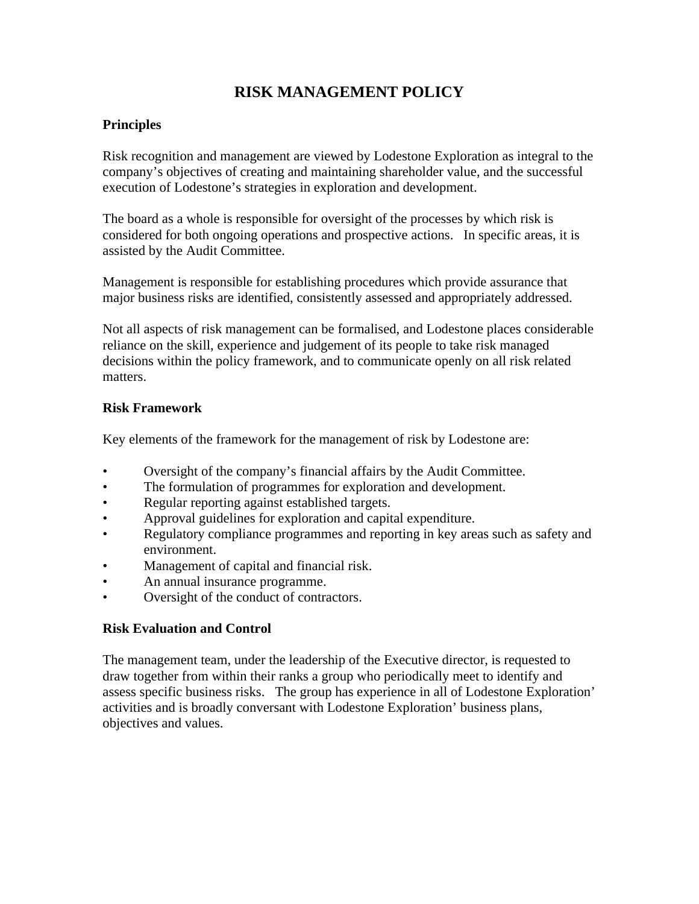# RISK MANAGEMENT POLICY

## Principles

Risk recognition and management are viewed by Lodestone Exploration as integral to the company's objectives of creating and maintaining shareholder value, and the successful execution of Lodestone's strategies in exploration and development.

The board as a whole is responsible for oversight of the processes by which risk is considered for both ongoing operations and prospective actions. In specific areas, it is assisted by the Audit Committee.

Management is responsible for establishing procedures which provide assurance that major business risks are identified, consistently assessed and appropriately addressed.

Not all aspects of risk management can be formalised, and Lodestone places considerable reliance on the skill, experience and judgement of its people to take risk managed decisions within the policy framework, and to communicate openly on all risk related matters.

## Risk Framework

Key elements of the framework for the management of risk by Lodestone are:

- Oversight of the company's financial affairs by the Audit Committee.
- The formulation of programmes for exploration and development.
- Regular reporting against established targets.
- Approval guidelines for exploration and capital expenditure.
- Regulatory compliance programmes and reporting in key areas such as safety and environment.
- Management of capital and financial risk.
- An annual insurance programme.
- Oversight of the conduct of contractors.

## Risk Evaluation and Control

The management team, under the leadership of the Executive director, is requested to draw together from within their ranks a group who periodically meet to identify and assess specific business risks. The group has experience in all of Lodestone Exploration' activities and is broadly conversant with Lodestone Exploration' business plans, objectives and values.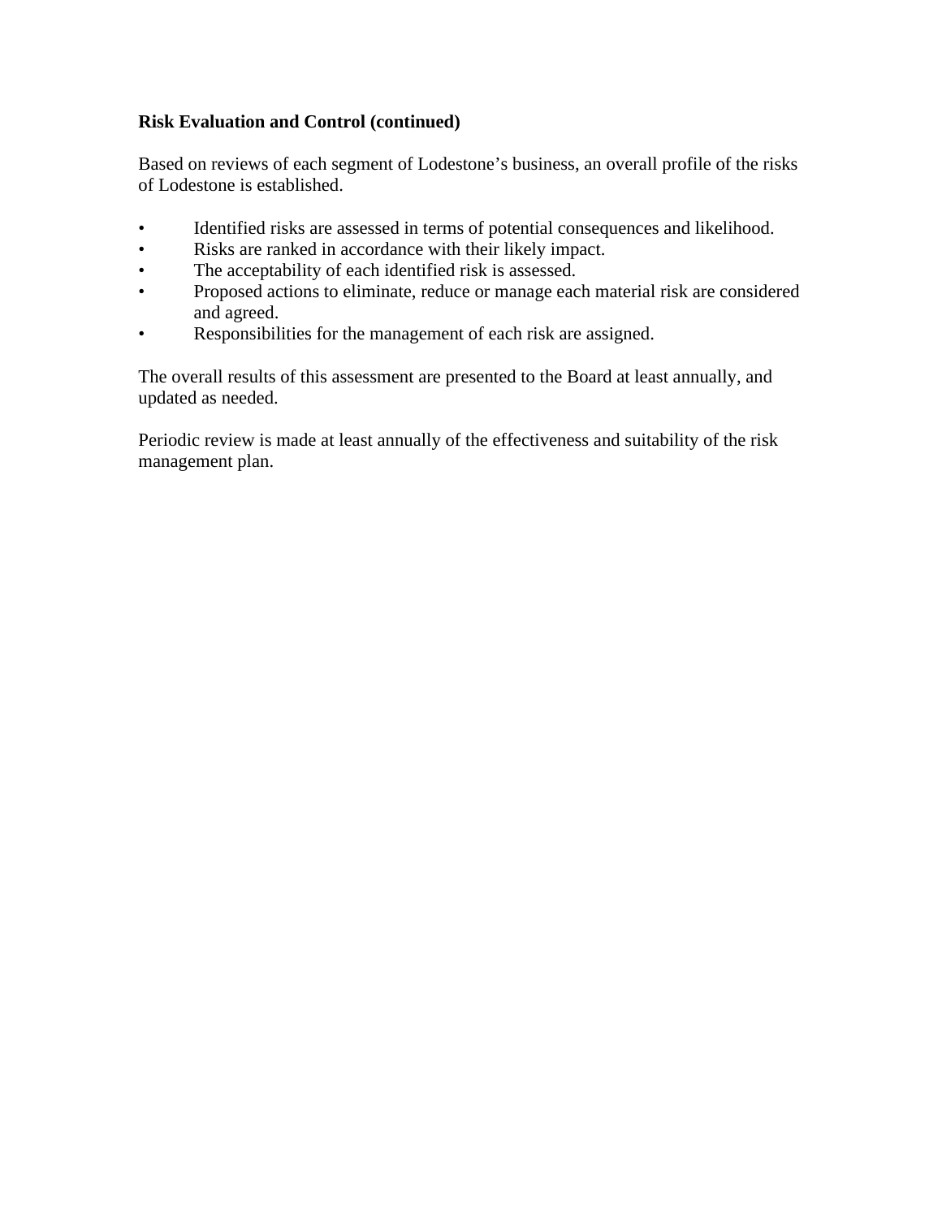**Risk Evaluation and Control (continued)**

Based on reviews of each segment of Lodestone's business, an overall profile of the risks of Lodestone is established.

- Identified risks are assessed in terms of potential consequences and likelihood.
- Risks are ranked in accordance with their likely impact.
- The acceptability of each identified risk is assessed.
- Proposed actions to eliminate, reduce or manage each material risk are considered and agreed.
- Responsibilities for the management of each risk are assigned.

The overall results of this assessment are presented to the Board at least annually, and updated as needed.

Periodic review is made at least annually of the effectiveness and suitability of the risk management plan.